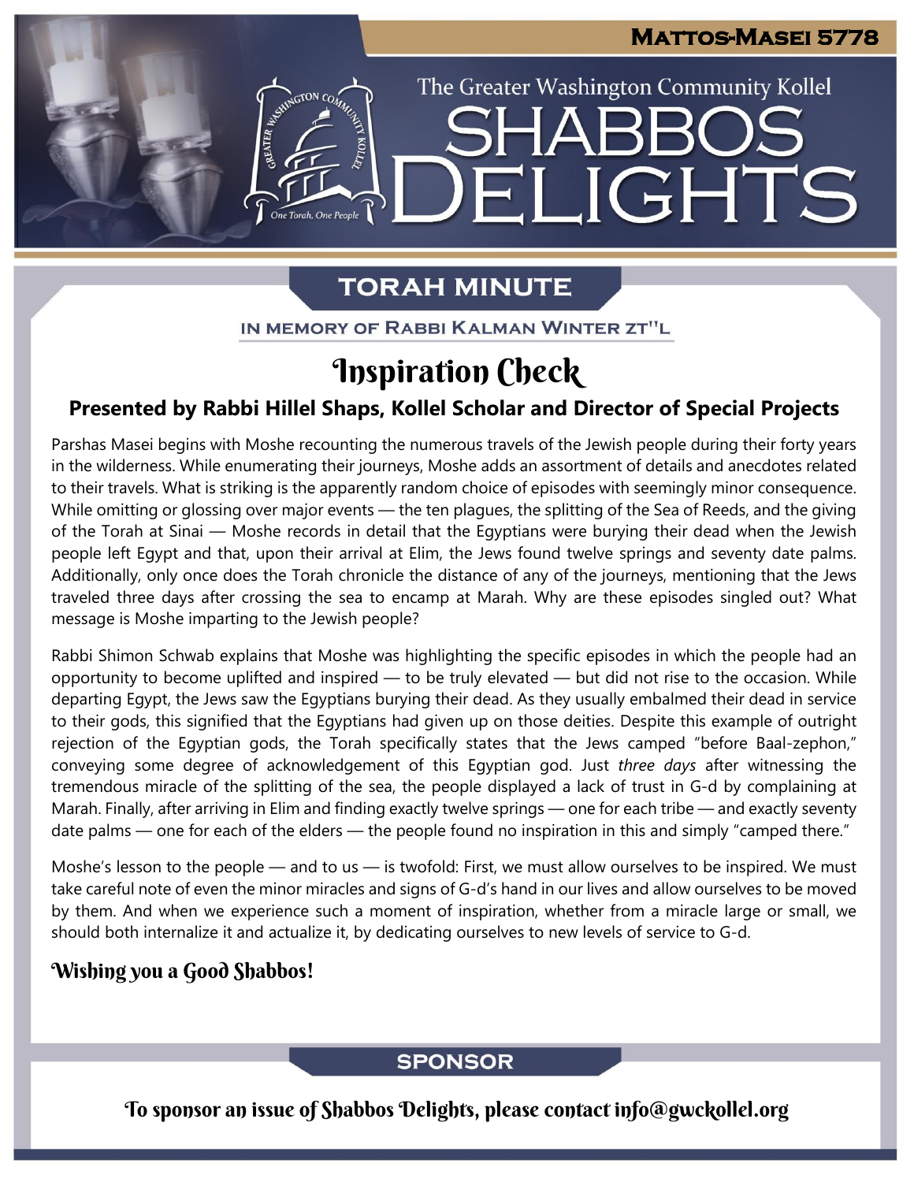# Mattos-Masei 5778

The Greater Washington Community Kollel

# SHABBOS DELIGHTS

## TORAH MINUTE

IN MEMORY OF RABBI KALMAN WINTER ZT"L

## Inspiration Check

**Presented by Rabbi Hillel Shaps, Kollel Scholar and Director of Special Projects**

Parshas Masei begins with Moshe recounting the numerous travels of the Jewish people during their forty years in the wilderness. While enumerating their journeys, Moshe adds an assortment of details and anecdotes related to their travels. What is striking is the apparently random choice of episodes with seemingly minor consequence. While omitting or glossing over major events — the ten plagues, the splitting of the Sea of Reeds, and the giving of the Torah at Sinai — Moshe records in detail that the Egyptians were burying their dead when the Jewish people left Egypt and that, upon their arrival at Elim, the Jews found twelve springs and seventy date palms. Additionally, only once does the Torah chronicle the distance of any of the journeys, mentioning that the Jews traveled three days after crossing the sea to encamp at Marah. Why are these episodes singled out? What message is Moshe imparting to the Jewish people?

Rabbi Shimon Schwab explains that Moshe was highlighting the specific episodes in which the people had an opportunity to become uplifted and inspired — to be truly elevated — but did not rise to the occasion. While departing Egypt, the Jews saw the Egyptians burying their dead. As they usually embalmed their dead in service to their gods, this signified that the Egyptians had given up on those deities. Despite this example of outright rejection of the Egyptian gods, the Torah specifically states that the Jews camped "before Baal-zephon," conveying some degree of acknowledgement of this Egyptian god. Just *three days* after witnessing the tremendous miracle of the splitting of the sea, the people displayed a lack of trust in G-d by complaining at Marah. Finally, after arriving in Elim and finding exactly twelve springs — one for each tribe — and exactly seventy date palms — one for each of the elders — the people found no inspiration in this and simply "camped there."

Moshe's lesson to the people — and to us — is twofold: First, we must allow ourselves to be inspired. We must take careful note of even the minor miracles and signs of G-d's hand in our lives and allow ourselves to be moved by them. And when we experience such a moment of inspiration, whether from a miracle large or small, we should both internalize it and actualize it, by dedicating ourselves to new levels of service to G-d.

**Wishing you a Good Shabbos!**

## SPONSOR

To sponsor an issue of Shabbos Delights, please contact info@gwckollel.org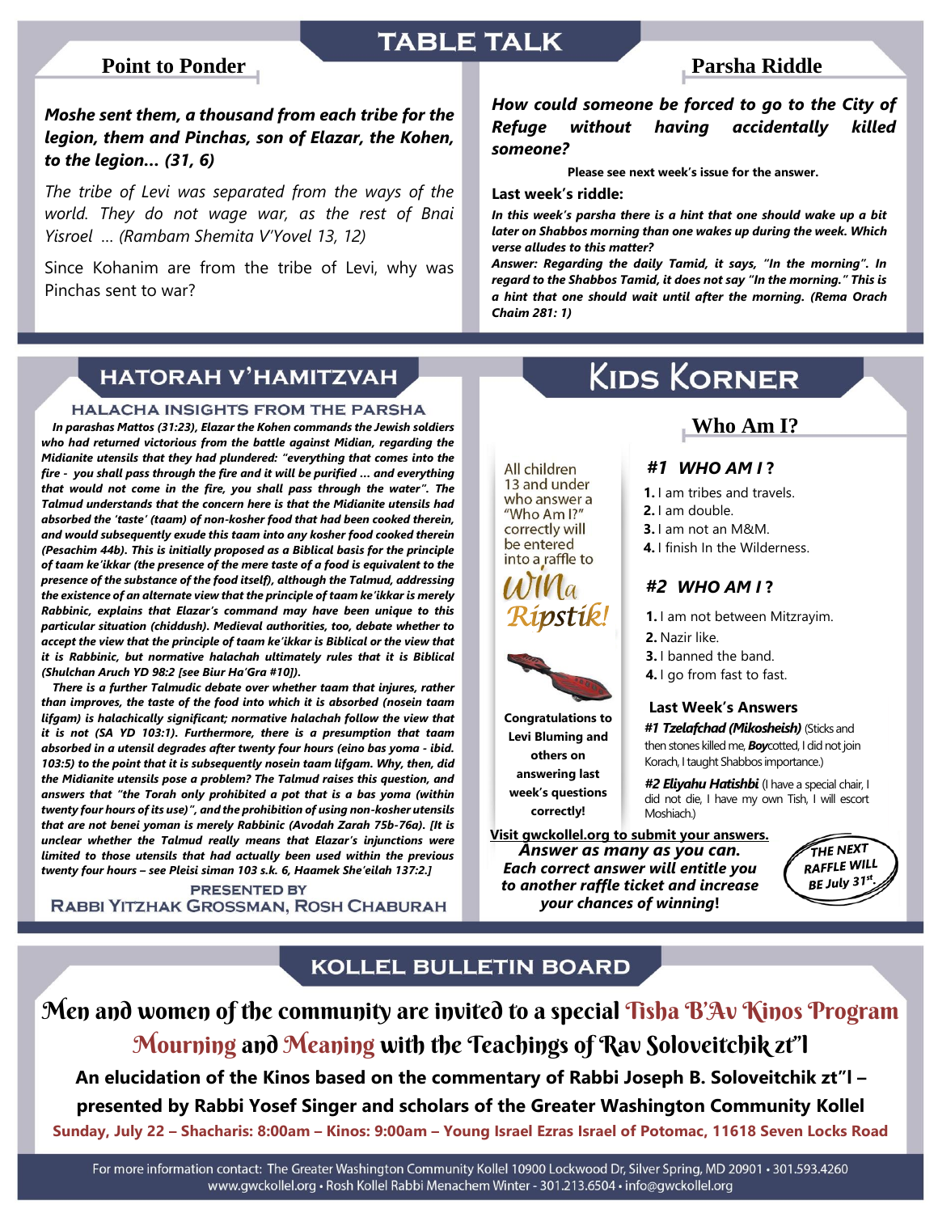# TABLE TALK

## Point to Ponder

***Moshe sent them, a thousand from each tribe for the legion, them and Pinchas, son of Elazar, the Kohen, to the legion... (31, 6)***

*The tribe of Levi was separated from the ways of the world. They do not wage war, as the rest of Bnai Yisroel ... (Rambam Shemita V'Yovel 13, 12)*

Since Kohanim are from the tribe of Levi, why was Pinchas sent to war?

## Parsha Riddle

***How could someone be forced to go to the City of Refuge without having accidentally killed someone?***

**Please see next week's issue for the answer.**

**Last week's riddle:**

***In this week's parsha there is a hint that one should wake up a bit later on Shabbos morning than one wakes up during the week. Which verse alludes to this matter?***

***Answer: Regarding the daily Tamid, it says, "In the morning". In regard to the Shabbos Tamid, it does not say "In the morning." This is a hint that one should wait until after the morning. (Rema Orach Chaim 281: 1)***

# HATORAH V'HAMITZVAH

## HALACHA INSIGHTS FROM THE PARSHA

***In parashas Mattos (31:23), Elazar the Kohen commands the Jewish soldiers who had returned victorious from the battle against Midian, regarding the Midianite utensils that they had plundered: "everything that comes into the fire - you shall pass through the fire and it will be purified ... and everything that would not come in the fire, you shall pass through the water". The Talmud understands that the concern here is that the Midianite utensils had absorbed the 'taste' (taam) of non-kosher food that had been cooked therein, and would subsequently exude this taam into any kosher food cooked therein (Pesachim 44b). This is initially proposed as a Biblical basis for the principle of taam ke'ikkar (the presence of the mere taste of a food is equivalent to the presence of the substance of the food itself), although the Talmud, addressing the existence of an alternate view that the principle of taam ke'ikkar is merely Rabbinic, explains that Elazar's command may have been unique to this particular situation (chiddush). Medieval authorities, too, debate whether to accept the view that the principle of taam ke'ikkar is Biblical or the view that it is Rabbinic, but normative halachah ultimately rules that it is Biblical (Shulchan Aruch YD 98:2 [see Biur Ha'Gra #10]).***

***There is a further Talmudic debate over whether taam that injures, rather than improves, the taste of the food into which it is absorbed (nosein taam lifgam) is halachically significant; normative halachah follow the view that it is not (SA YD 103:1). Furthermore, there is a presumption that taam absorbed in a utensil degrades after twenty four hours (eino bas yoma - ibid. 103:5) to the point that it is subsequently nosein taam lifgam. Why, then, did the Midianite utensils pose a problem? The Talmud raises this question, and answers that "the Torah only prohibited a pot that is a bas yoma (within twenty four hours of its use)", and the prohibition of using non-kosher utensils that are not benei yoman is merely Rabbinic (Avodah Zarah 75b-76a). [It is unclear whether the Talmud really means that Elazar's injunctions were limited to those utensils that had actually been used within the previous twenty four hours – see Pleisi siman 103 s.k. 6, Haamek She'eilah 137:2.]***

PRESENTED BY
RABBI YITZHAK GROSSMAN, ROSH CHABURAH

# KIDS KORNER

All children 13 and under who answer a "Who Am I?" correctly will be entered into a raffle to

Win a Ripstik!

**Congratulations to Levi Bluming and others on answering last week's questions correctly!**

## Who Am I?

### #1 WHO AM I?

1. I am tribes and travels.
2. I am double.
3. I am not an M&M.
4. I finish In the Wilderness.

### #2 WHO AM I?

1. I am not between Mitzrayim.
2. Nazir like.
3. I banned the band.
4. I go from fast to fast.

### Last Week's Answers

***#1 Tzelafchad (Mikosheish)*** (Sticks and then stones killed me, ***Boy***cotted, I did not join Korach, I taught Shabbos importance.)

***#2 Eliyahu Hatishbi*** (I have a special chair, I did not die, I have my own Tish, I will escort Moshiach.)

**Visit gwckollel.org to submit your answers.**

***Answer as many as you can. Each correct answer will entitle you to another raffle ticket and increase your chances of winning!***

***THE NEXT RAFFLE WILL BE July 31st.***

# KOLLEL BULLETIN BOARD

## Men and women of the community are invited to a special Tisha B'Av Kinos Program

## Mourning and Meaning with the Teachings of Rav Soloveitchik zt"l

**An elucidation of the Kinos based on the commentary of Rabbi Joseph B. Soloveitchik zt"l – presented by Rabbi Yosef Singer and scholars of the Greater Washington Community Kollel**

**Sunday, July 22 – Shacharis: 8:00am – Kinos: 9:00am – Young Israel Ezras Israel of Potomac, 11618 Seven Locks Road**

For more information contact: The Greater Washington Community Kollel 10900 Lockwood Dr, Silver Spring, MD 20901 • 301.593.4260
www.gwckollel.org • Rosh Kollel Rabbi Menachem Winter - 301.213.6504 • info@gwckollel.org